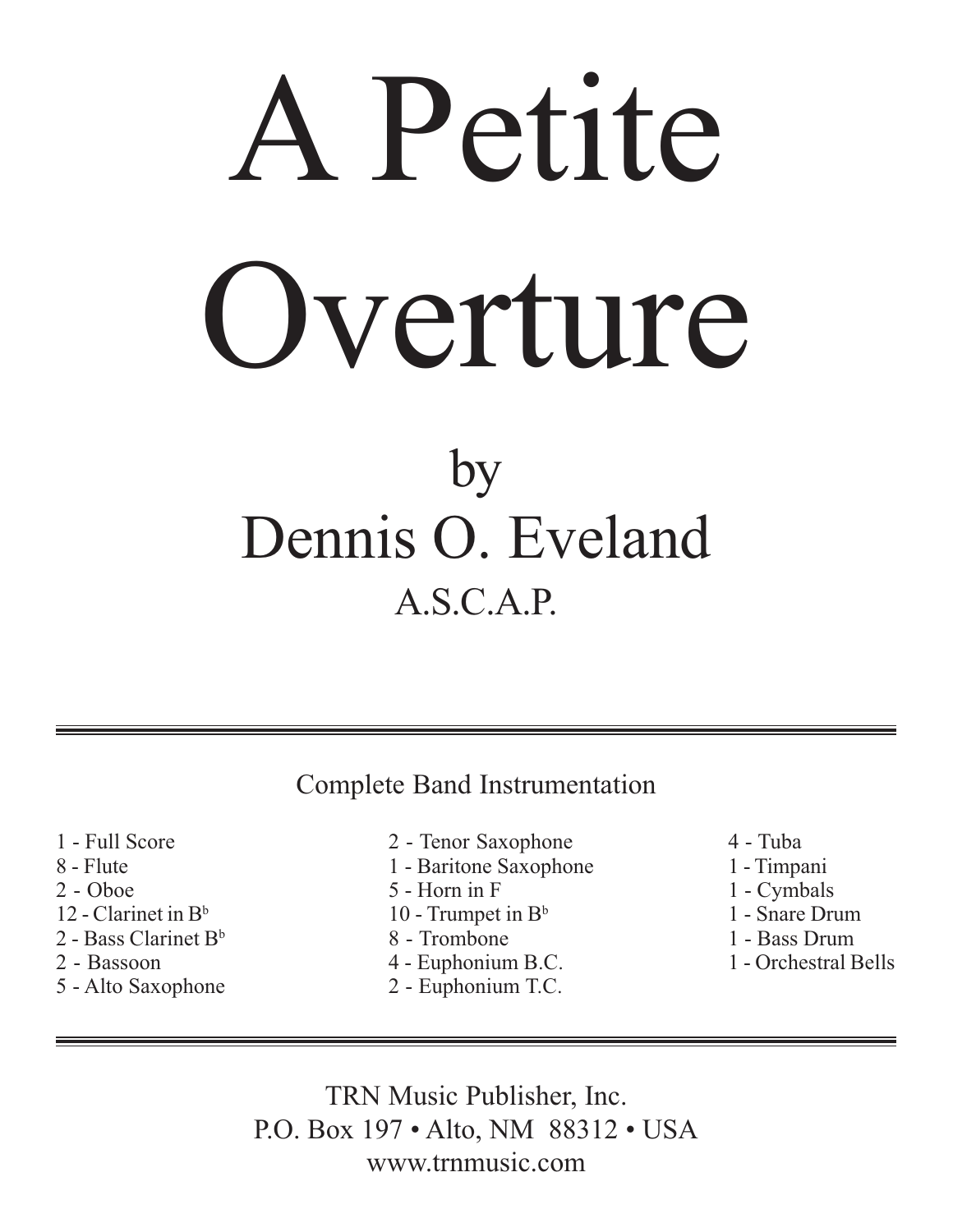# A Petite Overture

by

## Dennis O. Eveland

A.S.C.A.P.

---

Complete Band Instrumentation

- 1 - Full Score
- 8 - Flute
- 2 - Oboe
- 12 - Clarinet in B♭
- 2 - Bass Clarinet B♭
- 2 - Bassoon
- 5 - Alto Saxophone
- 2 - Tenor Saxophone
- 1 - Baritone Saxophone
- 5 - Horn in F
- 10 - Trumpet in B♭
- 8 - Trombone
- 4 - Euphonium B.C.
- 2 - Euphonium T.C.
- 4 - Tuba
- 1 - Timpani
- 1 - Cymbals
- 1 - Snare Drum
- 1 - Bass Drum
- 1 - Orchestral Bells

---

TRN Music Publisher, Inc.
P.O. Box 197 • Alto, NM 88312 • USA
www.trnmusic.com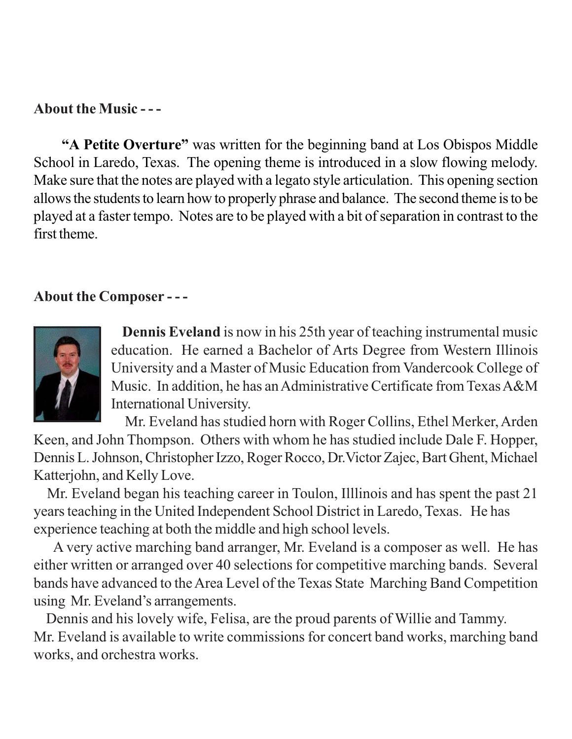**About the Music - - -**

**"A Petite Overture"** was written for the beginning band at Los Obispos Middle School in Laredo, Texas. The opening theme is introduced in a slow flowing melody. Make sure that the notes are played with a legato style articulation. This opening section allows the students to learn how to properly phrase and balance. The second theme is to be played at a faster tempo. Notes are to be played with a bit of separation in contrast to the first theme.

**About the Composer - - -**

**Dennis Eveland** is now in his 25th year of teaching instrumental music education. He earned a Bachelor of Arts Degree from Western Illinois University and a Master of Music Education from Vandercook College of Music. In addition, he has an Administrative Certificate from Texas A&M International University.

Mr. Eveland has studied horn with Roger Collins, Ethel Merker, Arden Keen, and John Thompson. Others with whom he has studied include Dale F. Hopper, Dennis L. Johnson, Christopher Izzo, Roger Rocco, Dr.Victor Zajec, Bart Ghent, Michael Katterjohn, and Kelly Love.

Mr. Eveland began his teaching career in Toulon, Illlinois and has spent the past 21 years teaching in the United Independent School District in Laredo, Texas. He has experience teaching at both the middle and high school levels.

A very active marching band arranger, Mr. Eveland is a composer as well. He has either written or arranged over 40 selections for competitive marching bands. Several bands have advanced to the Area Level of the Texas State Marching Band Competition using Mr. Eveland's arrangements.

Dennis and his lovely wife, Felisa, are the proud parents of Willie and Tammy. Mr. Eveland is available to write commissions for concert band works, marching band works, and orchestra works.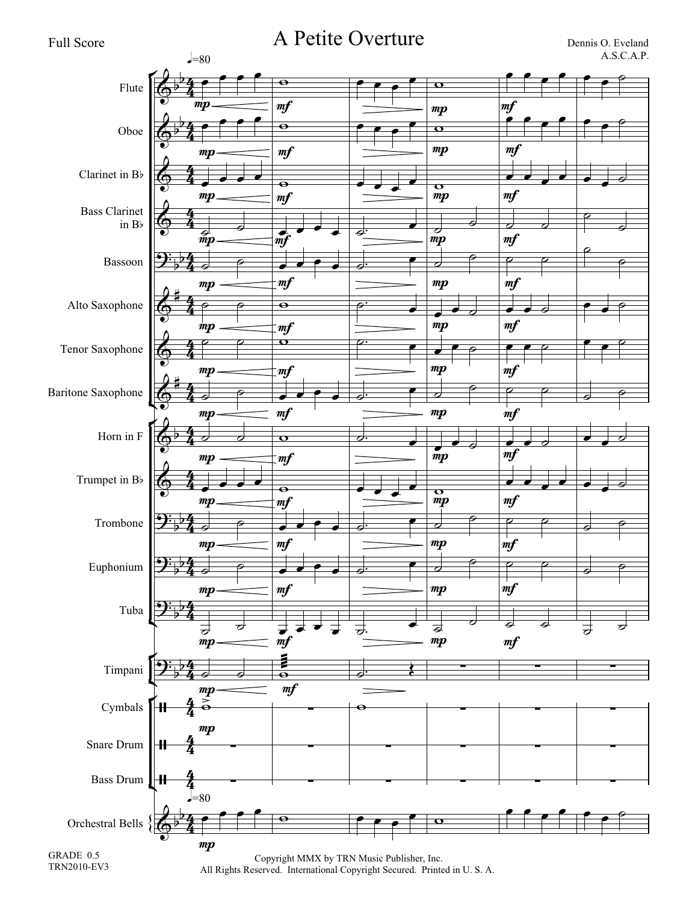Full Score

# A Petite Overture

Dennis O. Eveland
A.S.C.A.P.

GRADE 0.5
TRN2010-EV3

Copyright MMX by TRN Music Publisher, Inc.
All Rights Reserved. International Copyright Secured. Printed in U. S. A.